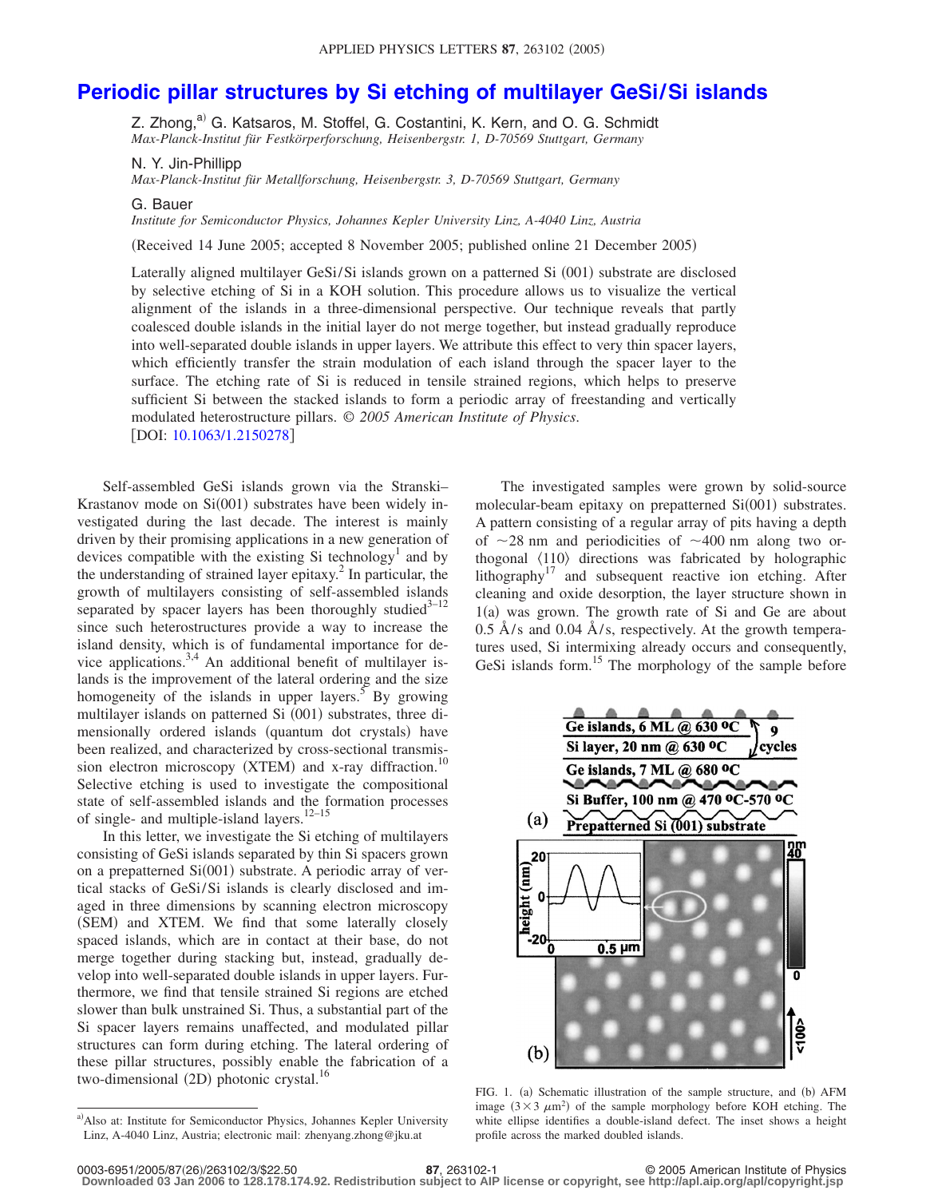# Periodic pillar structures by Si etching of multilayer GeSi/Si islands

Z. Zhong,[a)] G. Katsaros, M. Stoffel, G. Costantini, K. Kern, and O. G. Schmidt
*Max-Planck-Institut für Festkörperforschung, Heisenbergstr. 1, D-70569 Stuttgart, Germany*

N. Y. Jin-Phillipp
*Max-Planck-Institut für Metallforschung, Heisenbergstr. 3, D-70569 Stuttgart, Germany*

G. Bauer
*Institute for Semiconductor Physics, Johannes Kepler University Linz, A-4040 Linz, Austria*

(Received 14 June 2005; accepted 8 November 2005; published online 21 December 2005)

Laterally aligned multilayer GeSi/Si islands grown on a patterned Si (001) substrate are disclosed by selective etching of Si in a KOH solution. This procedure allows us to visualize the vertical alignment of the islands in a three-dimensional perspective. Our technique reveals that partly coalesced double islands in the initial layer do not merge together, but instead gradually reproduce into well-separated double islands in upper layers. We attribute this effect to very thin spacer layers, which efficiently transfer the strain modulation of each island through the spacer layer to the surface. The etching rate of Si is reduced in tensile strained regions, which helps to preserve sufficient Si between the stacked islands to form a periodic array of freestanding and vertically modulated heterostructure pillars. © *2005 American Institute of Physics*. [DOI: 10.1063/1.2150278]

Self-assembled GeSi islands grown via the Stranski–Krastanov mode on Si(001) substrates have been widely investigated during the last decade. The interest is mainly driven by their promising applications in a new generation of devices compatible with the existing Si technology[1] and by the understanding of strained layer epitaxy.[2] In particular, the growth of multilayers consisting of self-assembled islands separated by spacer layers has been thoroughly studied[3–12] since such heterostructures provide a way to increase the island density, which is of fundamental importance for device applications.[3,4] An additional benefit of multilayer islands is the improvement of the lateral ordering and the size homogeneity of the islands in upper layers.[5] By growing multilayer islands on patterned Si (001) substrates, three dimensionally ordered islands (quantum dot crystals) have been realized, and characterized by cross-sectional transmission electron microscopy (XTEM) and x-ray diffraction.[10] Selective etching is used to investigate the compositional state of self-assembled islands and the formation processes of single- and multiple-island layers.[12–15]

In this letter, we investigate the Si etching of multilayers consisting of GeSi islands separated by thin Si spacers grown on a prepatterned Si(001) substrate. A periodic array of vertical stacks of GeSi/Si islands is clearly disclosed and imaged in three dimensions by scanning electron microscopy (SEM) and XTEM. We find that some laterally closely spaced islands, which are in contact at their base, do not merge together during stacking but, instead, gradually develop into well-separated double islands in upper layers. Furthermore, we find that tensile strained Si regions are etched slower than bulk unstrained Si. Thus, a substantial part of the Si spacer layers remains unaffected, and modulated pillar structures can form during etching. The lateral ordering of these pillar structures, possibly enable the fabrication of a two-dimensional (2D) photonic crystal.[16]

The investigated samples were grown by solid-source molecular-beam epitaxy on prepatterned Si(001) substrates. A pattern consisting of a regular array of pits having a depth of ~28 nm and periodicities of ~400 nm along two orthogonal ⟨110⟩ directions was fabricated by holographic lithography[17] and subsequent reactive ion etching. After cleaning and oxide desorption, the layer structure shown in 1(a) was grown. The growth rate of Si and Ge are about 0.5 Å/s and 0.04 Å/s, respectively. At the growth temperatures used, Si intermixing already occurs and consequently, GeSi islands form.[15] The morphology of the sample before

FIG. 1. (a) Schematic illustration of the sample structure, and (b) AFM image ($3 \times 3$ $\mu m^2$) of the sample morphology before KOH etching. The white ellipse identifies a double-island defect. The inset shows a height profile across the marked doubled islands.

---

a)Also at: Institute for Semiconductor Physics, Johannes Kepler University Linz, A-4040 Linz, Austria; electronic mail: zhenyang.zhong@jku.at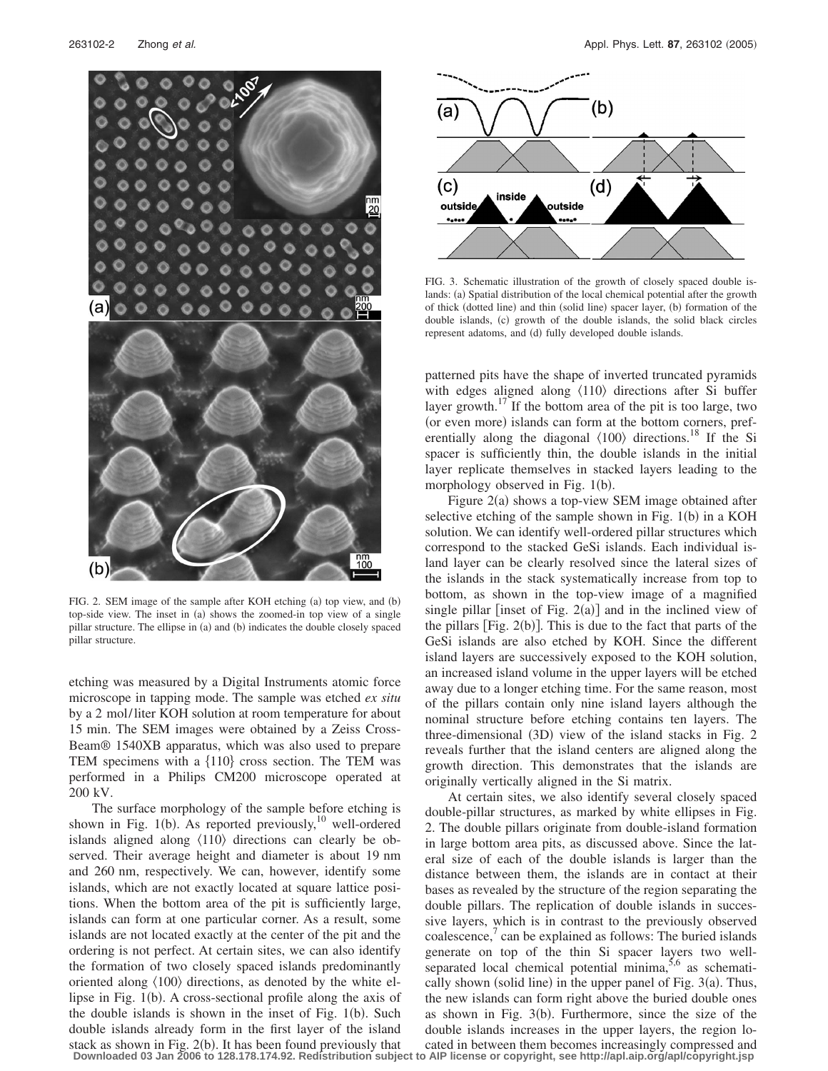FIG. 2. SEM image of the sample after KOH etching (a) top view, and (b) top-side view. The inset in (a) shows the zoomed-in top view of a single pillar structure. The ellipse in (a) and (b) indicates the double closely spaced pillar structure.

etching was measured by a Digital Instruments atomic force microscope in tapping mode. The sample was etched *ex situ* by a 2 mol/liter KOH solution at room temperature for about 15 min. The SEM images were obtained by a Zeiss Cross-Beam® 1540XB apparatus, which was also used to prepare TEM specimens with a {110} cross section. The TEM was performed in a Philips CM200 microscope operated at 200 kV.

The surface morphology of the sample before etching is shown in Fig. 1(b). As reported previously,[10] well-ordered islands aligned along ⟨110⟩ directions can clearly be observed. Their average height and diameter is about 19 nm and 260 nm, respectively. We can, however, identify some islands, which are not exactly located at square lattice positions. When the bottom area of the pit is sufficiently large, islands can form at one particular corner. As a result, some islands are not located exactly at the center of the pit and the ordering is not perfect. At certain sites, we can also identify the formation of two closely spaced islands predominantly oriented along ⟨100⟩ directions, as denoted by the white ellipse in Fig. 1(b). A cross-sectional profile along the axis of the double islands is shown in the inset of Fig. 1(b). Such double islands already form in the first layer of the island stack as shown in Fig. 2(b). It has been found previously that patterned pits have the shape of inverted truncated pyramids with edges aligned along ⟨110⟩ directions after Si buffer layer growth.[17] If the bottom area of the pit is too large, two (or even more) islands can form at the bottom corners, preferentially along the diagonal ⟨100⟩ directions.[18] If the Si spacer is sufficiently thin, the double islands in the initial layer replicate themselves in stacked layers leading to the morphology observed in Fig. 1(b).

FIG. 3. Schematic illustration of the growth of closely spaced double islands: (a) Spatial distribution of the local chemical potential after the growth of thick (dotted line) and thin (solid line) spacer layer, (b) formation of the double islands, (c) growth of the double islands, the solid black circles represent adatoms, and (d) fully developed double islands.

Figure 2(a) shows a top-view SEM image obtained after selective etching of the sample shown in Fig. 1(b) in a KOH solution. We can identify well-ordered pillar structures which correspond to the stacked GeSi islands. Each individual island layer can be clearly resolved since the lateral sizes of the islands in the stack systematically increase from top to bottom, as shown in the top-view image of a magnified single pillar [inset of Fig. 2(a)] and in the inclined view of the pillars [Fig. 2(b)]. This is due to the fact that parts of the GeSi islands are also etched by KOH. Since the different island layers are successively exposed to the KOH solution, an increased island volume in the upper layers will be etched away due to a longer etching time. For the same reason, most of the pillars contain only nine island layers although the nominal structure before etching contains ten layers. The three-dimensional (3D) view of the island stacks in Fig. 2 reveals further that the island centers are aligned along the growth direction. This demonstrates that the islands are originally vertically aligned in the Si matrix.

At certain sites, we also identify several closely spaced double-pillar structures, as marked by white ellipses in Fig. 2. The double pillars originate from double-island formation in large bottom area pits, as discussed above. Since the lateral size of each of the double islands is larger than the distance between them, the islands are in contact at their bases as revealed by the structure of the region separating the double pillars. The replication of double islands in successive layers, which is in contrast to the previously observed coalescence,[7] can be explained as follows: The buried islands generate on top of the thin Si spacer layers two well-separated local chemical potential minima,[5,6] as schematically shown (solid line) in the upper panel of Fig. 3(a). Thus, the new islands can form right above the buried double ones as shown in Fig. 3(b). Furthermore, since the size of the double islands increases in the upper layers, the region located in between them becomes increasingly compressed and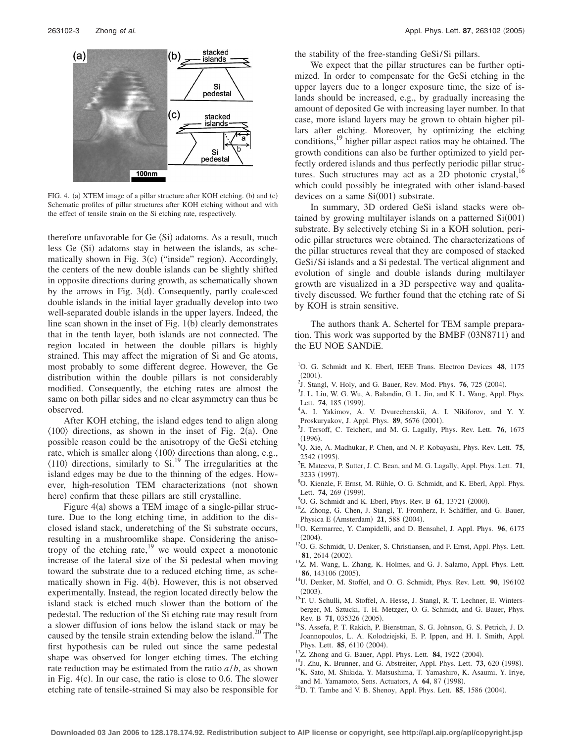(a) (b) stacked islands Si pedestal (c) stacked islands a b Si pedestal 100nm

FIG. 4. (a) XTEM image of a pillar structure after KOH etching. (b) and (c) Schematic profiles of pillar structures after KOH etching without and with the effect of tensile strain on the Si etching rate, respectively.

therefore unfavorable for Ge (Si) adatoms. As a result, much less Ge (Si) adatoms stay in between the islands, as schematically shown in Fig. 3(c) ("inside" region). Accordingly, the centers of the new double islands can be slightly shifted in opposite directions during growth, as schematically shown by the arrows in Fig. 3(d). Consequently, partly coalesced double islands in the initial layer gradually develop into two well-separated double islands in the upper layers. Indeed, the line scan shown in the inset of Fig. 1(b) clearly demonstrates that in the tenth layer, both islands are not connected. The region located in between the double pillars is highly strained. This may affect the migration of Si and Ge atoms, most probably to some different degree. However, the Ge distribution within the double pillars is not considerably modified. Consequently, the etching rates are almost the same on both pillar sides and no clear asymmetry can thus be observed.

After KOH etching, the island edges tend to align along ⟨100⟩ directions, as shown in the inset of Fig. 2(a). One possible reason could be the anisotropy of the GeSi etching rate, which is smaller along ⟨100⟩ directions than along, e.g., ⟨110⟩ directions, similarly to Si.[19] The irregularities at the island edges may be due to the thinning of the edges. However, high-resolution TEM characterizations (not shown here) confirm that these pillars are still crystalline.

Figure 4(a) shows a TEM image of a single-pillar structure. Due to the long etching time, in addition to the disclosed island stack, underetching of the Si substrate occurs, resulting in a mushroomlike shape. Considering the anisotropy of the etching rate,[19] we would expect a monotonic increase of the lateral size of the Si pedestal when moving toward the substrate due to a reduced etching time, as schematically shown in Fig. 4(b). However, this is not observed experimentally. Instead, the region located directly below the island stack is etched much slower than the bottom of the pedestal. The reduction of the Si etching rate may result from a slower diffusion of ions below the island stack or may be caused by the tensile strain extending below the island.[20] The first hypothesis can be ruled out since the same pedestal shape was observed for longer etching times. The etching rate reduction may be estimated from the ratio $a/b$, as shown in Fig. 4(c). In our case, the ratio is close to 0.6. The slower etching rate of tensile-strained Si may also be responsible for the stability of the free-standing GeSi/Si pillars.

We expect that the pillar structures can be further optimized. In order to compensate for the GeSi etching in the upper layers due to a longer exposure time, the size of islands should be increased, e.g., by gradually increasing the amount of deposited Ge with increasing layer number. In that case, more island layers may be grown to obtain higher pillars after etching. Moreover, by optimizing the etching conditions,[19] higher pillar aspect ratios may be obtained. The growth conditions can also be further optimized to yield perfectly ordered islands and thus perfectly periodic pillar structures. Such structures may act as a 2D photonic crystal,[16] which could possibly be integrated with other island-based devices on a same Si(001) substrate.

In summary, 3D ordered GeSi island stacks were obtained by growing multilayer islands on a patterned Si(001) substrate. By selectively etching Si in a KOH solution, periodic pillar structures were obtained. The characterizations of the pillar structures reveal that they are composed of stacked GeSi/Si islands and a Si pedestal. The vertical alignment and evolution of single and double islands during multilayer growth are visualized in a 3D perspective way and qualitatively discussed. We further found that the etching rate of Si by KOH is strain sensitive.

The authors thank A. Schertel for TEM sample preparation. This work was supported by the BMBF (03N8711) and the EU NOE SANDiE.

[1] O. G. Schmidt and K. Eberl, IEEE Trans. Electron Devices **48**, 1175 (2001).
[2] J. Stangl, V. Holy, and G. Bauer, Rev. Mod. Phys. **76**, 725 (2004).
[3] J. L. Liu, W. G. Wu, A. Balandin, G. L. Jin, and K. L. Wang, Appl. Phys. Lett. **74**, 185 (1999).
[4] A. I. Yakimov, A. V. Dvurechenskii, A. I. Nikiforov, and Y. Y. Proskuryakov, J. Appl. Phys. **89**, 5676 (2001).
[5] J. Tersoff, C. Teichert, and M. G. Lagally, Phys. Rev. Lett. **76**, 1675 (1996).
[6] Q. Xie, A. Madhukar, P. Chen, and N. P. Kobayashi, Phys. Rev. Lett. **75**, 2542 (1995).
[7] E. Mateeva, P. Sutter, J. C. Bean, and M. G. Lagally, Appl. Phys. Lett. **71**, 3233 (1997).
[8] O. Kienzle, F. Ernst, M. Rühle, O. G. Schmidt, and K. Eberl, Appl. Phys. Lett. **74**, 269 (1999).
[9] O. G. Schmidt and K. Eberl, Phys. Rev. B **61**, 13721 (2000).
[10] Z. Zhong, G. Chen, J. Stangl, T. Fromherz, F. Schäffler, and G. Bauer, Physica E (Amsterdam) **21**, 588 (2004).
[11] O. Kermarrec, Y. Campidelli, and D. Bensahel, J. Appl. Phys. **96**, 6175 (2004).
[12] O. G. Schmidt, U. Denker, S. Christiansen, and F. Ernst, Appl. Phys. Lett. **81**, 2614 (2002).
[13] Z. M. Wang, L. Zhang, K. Holmes, and G. J. Salamo, Appl. Phys. Lett. **86**, 143106 (2005).
[14] U. Denker, M. Stoffel, and O. G. Schmidt, Phys. Rev. Lett. **90**, 196102 (2003).
[15] T. U. Schulli, M. Stoffel, A. Hesse, J. Stangl, R. T. Lechner, E. Wintersberger, M. Sztucki, T. H. Metzger, O. G. Schmidt, and G. Bauer, Phys. Rev. B **71**, 035326 (2005).
[16] S. Assefa, P. T. Rakich, P. Bienstman, S. G. Johnson, G. S. Petrich, J. D. Joannopoulos, L. A. Kolodziejski, E. P. Ippen, and H. I. Smith, Appl. Phys. Lett. **85**, 6110 (2004).
[17] Z. Zhong and G. Bauer, Appl. Phys. Lett. **84**, 1922 (2004).
[18] J. Zhu, K. Brunner, and G. Abstreiter, Appl. Phys. Lett. **73**, 620 (1998).
[19] K. Sato, M. Shikida, Y. Matsushima, T. Yamashiro, K. Asaumi, Y. Iriye, and M. Yamamoto, Sens. Actuators, A **64**, 87 (1998).
[20] D. T. Tambe and V. B. Shenoy, Appl. Phys. Lett. **85**, 1586 (2004).